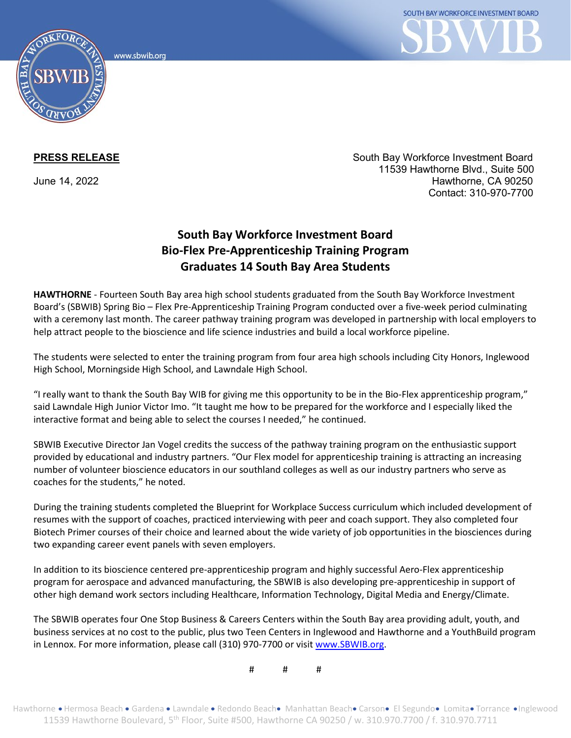**PRESS RELEASE**

June 14, 2022

South Bay Workforce Investment Board
11539 Hawthorne Blvd., Suite 500
Hawthorne, CA 90250
Contact: 310-970-7700

# South Bay Workforce Investment Board Bio-Flex Pre-Apprenticeship Training Program Graduates 14 South Bay Area Students

**HAWTHORNE** - Fourteen South Bay area high school students graduated from the South Bay Workforce Investment Board's (SBWIB) Spring Bio – Flex Pre-Apprenticeship Training Program conducted over a five-week period culminating with a ceremony last month. The career pathway training program was developed in partnership with local employers to help attract people to the bioscience and life science industries and build a local workforce pipeline.

The students were selected to enter the training program from four area high schools including City Honors, Inglewood High School, Morningside High School, and Lawndale High School.

"I really want to thank the South Bay WIB for giving me this opportunity to be in the Bio-Flex apprenticeship program," said Lawndale High Junior Victor Imo. "It taught me how to be prepared for the workforce and I especially liked the interactive format and being able to select the courses I needed," he continued.

SBWIB Executive Director Jan Vogel credits the success of the pathway training program on the enthusiastic support provided by educational and industry partners. "Our Flex model for apprenticeship training is attracting an increasing number of volunteer bioscience educators in our southland colleges as well as our industry partners who serve as coaches for the students," he noted.

During the training students completed the Blueprint for Workplace Success curriculum which included development of resumes with the support of coaches, practiced interviewing with peer and coach support. They also completed four Biotech Primer courses of their choice and learned about the wide variety of job opportunities in the biosciences during two expanding career event panels with seven employers.

In addition to its bioscience centered pre-apprenticeship program and highly successful Aero-Flex apprenticeship program for aerospace and advanced manufacturing, the SBWIB is also developing pre-apprenticeship in support of other high demand work sectors including Healthcare, Information Technology, Digital Media and Energy/Climate.

The SBWIB operates four One Stop Business & Careers Centers within the South Bay area providing adult, youth, and business services at no cost to the public, plus two Teen Centers in Inglewood and Hawthorne and a YouthBuild program in Lennox. For more information, please call (310) 970-7700 or visit [www.SBWIB.org](http://www.SBWIB.org).

# # #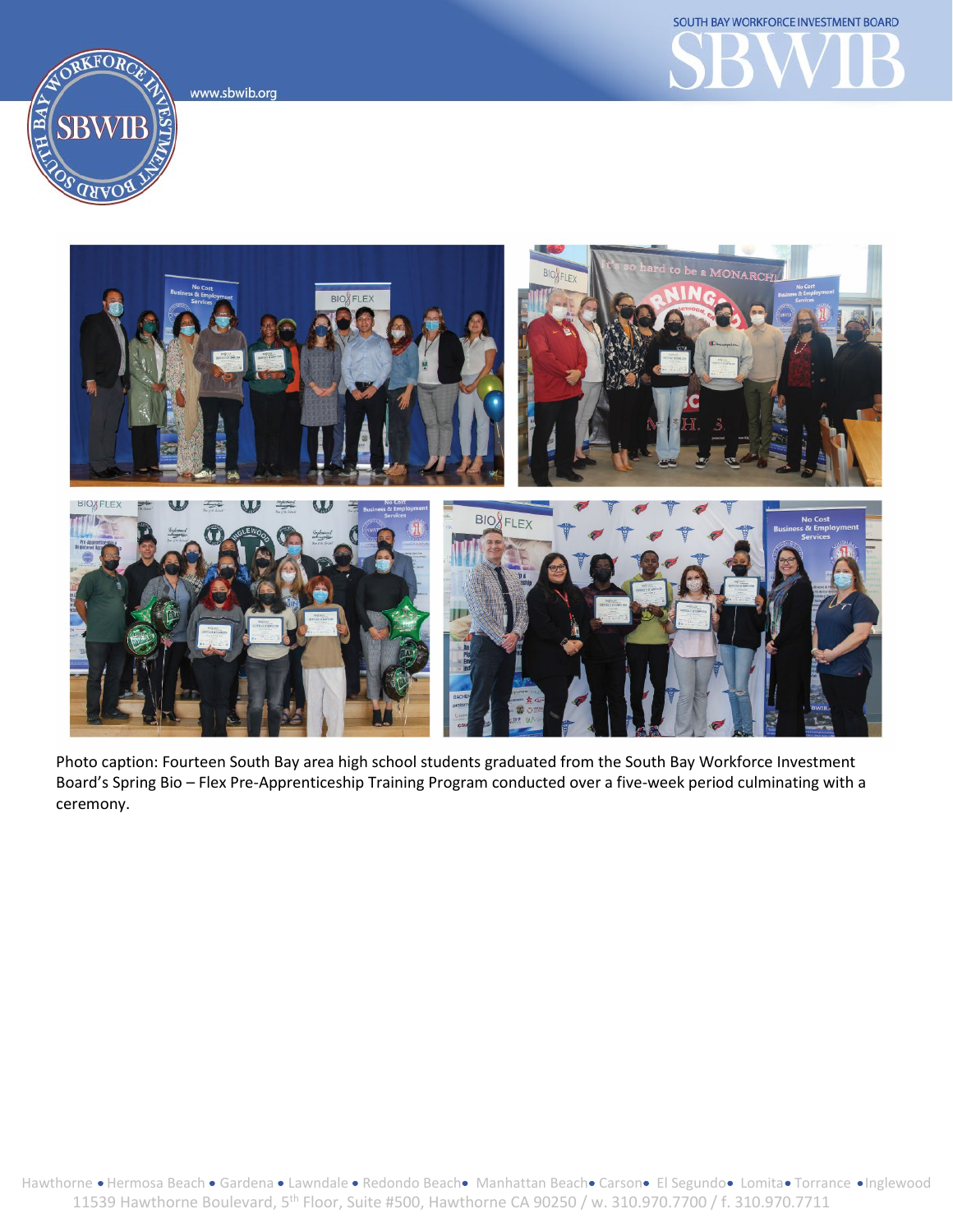Photo caption: Fourteen South Bay area high school students graduated from the South Bay Workforce Investment Board's Spring Bio – Flex Pre-Apprenticeship Training Program conducted over a five-week period culminating with a ceremony.